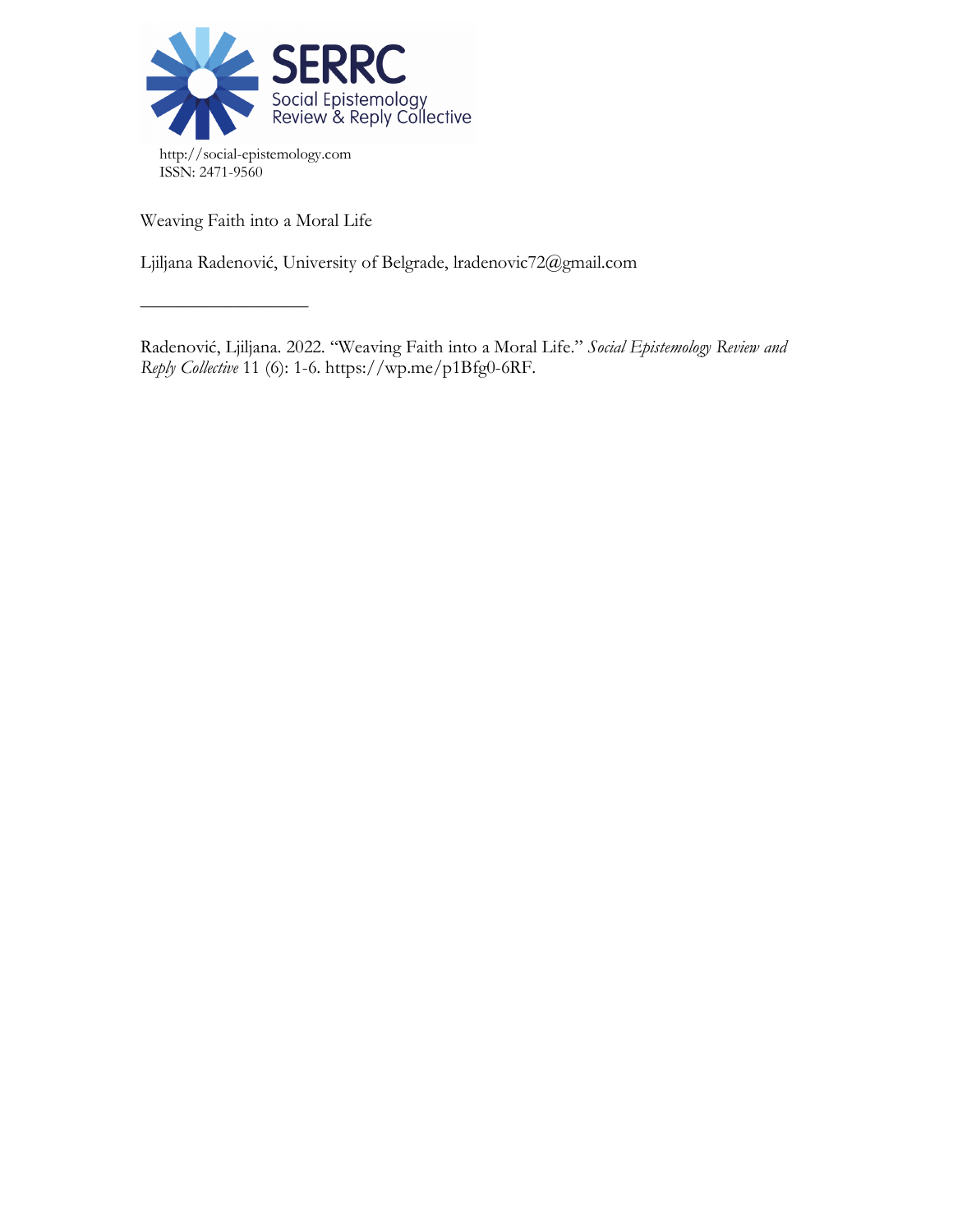SERRC
Social Epistemology Review & Reply Collective

http://social-epistemology.com
ISSN: 2471-9560

# Weaving Faith into a Moral Life

Ljiljana Radenović, University of Belgrade, lradenovic72@gmail.com

---

Radenović, Ljiljana. 2022. "Weaving Faith into a Moral Life." *Social Epistemology Review and Reply Collective* 11 (6): 1-6. https://wp.me/p1Bfg0-6RF.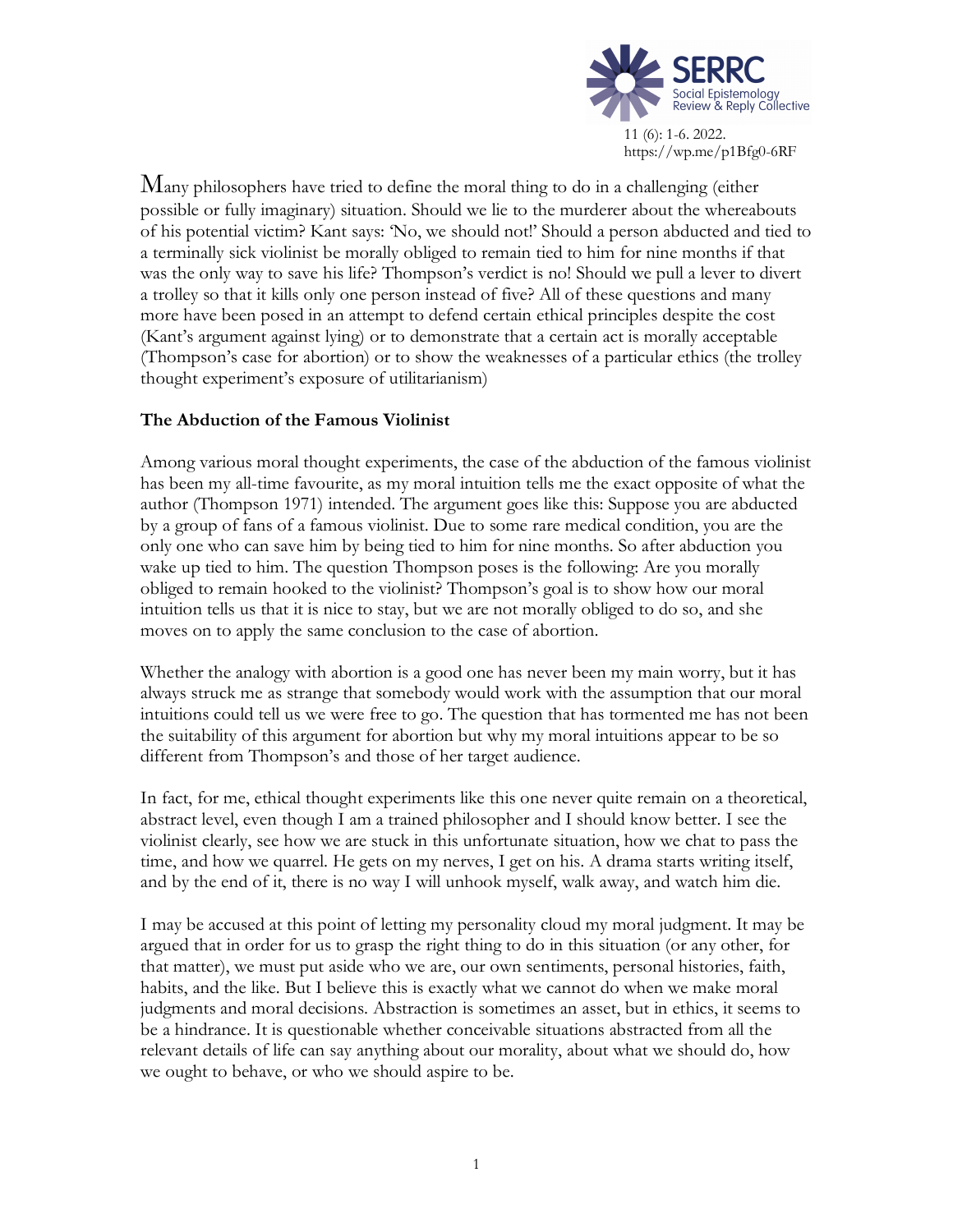Many philosophers have tried to define the moral thing to do in a challenging (either possible or fully imaginary) situation. Should we lie to the murderer about the whereabouts of his potential victim? Kant says: 'No, we should not!' Should a person abducted and tied to a terminally sick violinist be morally obliged to remain tied to him for nine months if that was the only way to save his life? Thompson's verdict is no! Should we pull a lever to divert a trolley so that it kills only one person instead of five? All of these questions and many more have been posed in an attempt to defend certain ethical principles despite the cost (Kant's argument against lying) or to demonstrate that a certain act is morally acceptable (Thompson's case for abortion) or to show the weaknesses of a particular ethics (the trolley thought experiment's exposure of utilitarianism)

### The Abduction of the Famous Violinist

Among various moral thought experiments, the case of the abduction of the famous violinist has been my all-time favourite, as my moral intuition tells me the exact opposite of what the author (Thompson 1971) intended. The argument goes like this: Suppose you are abducted by a group of fans of a famous violinist. Due to some rare medical condition, you are the only one who can save him by being tied to him for nine months. So after abduction you wake up tied to him. The question Thompson poses is the following: Are you morally obliged to remain hooked to the violinist? Thompson's goal is to show how our moral intuition tells us that it is nice to stay, but we are not morally obliged to do so, and she moves on to apply the same conclusion to the case of abortion.

Whether the analogy with abortion is a good one has never been my main worry, but it has always struck me as strange that somebody would work with the assumption that our moral intuitions could tell us we were free to go. The question that has tormented me has not been the suitability of this argument for abortion but why my moral intuitions appear to be so different from Thompson's and those of her target audience.

In fact, for me, ethical thought experiments like this one never quite remain on a theoretical, abstract level, even though I am a trained philosopher and I should know better. I see the violinist clearly, see how we are stuck in this unfortunate situation, how we chat to pass the time, and how we quarrel. He gets on my nerves, I get on his. A drama starts writing itself, and by the end of it, there is no way I will unhook myself, walk away, and watch him die.

I may be accused at this point of letting my personality cloud my moral judgment. It may be argued that in order for us to grasp the right thing to do in this situation (or any other, for that matter), we must put aside who we are, our own sentiments, personal histories, faith, habits, and the like. But I believe this is exactly what we cannot do when we make moral judgments and moral decisions. Abstraction is sometimes an asset, but in ethics, it seems to be a hindrance. It is questionable whether conceivable situations abstracted from all the relevant details of life can say anything about our morality, about what we should do, how we ought to behave, or who we should aspire to be.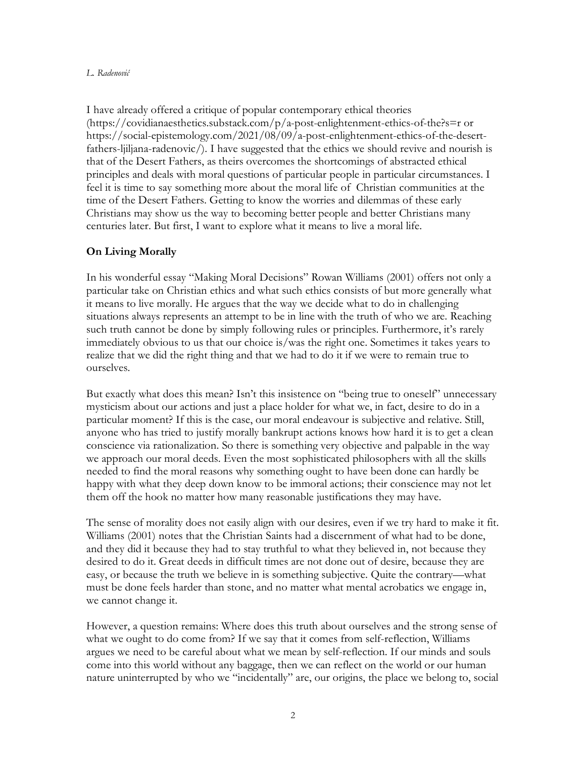I have already offered a critique of popular contemporary ethical theories (https://covidianaesthetics.substack.com/p/a-post-enlightenment-ethics-of-the?s=r or https://social-epistemology.com/2021/08/09/a-post-enlightenment-ethics-of-the-desert-fathers-ljiljana-radenovic/). I have suggested that the ethics we should revive and nourish is that of the Desert Fathers, as theirs overcomes the shortcomings of abstracted ethical principles and deals with moral questions of particular people in particular circumstances. I feel it is time to say something more about the moral life of Christian communities at the time of the Desert Fathers. Getting to know the worries and dilemmas of these early Christians may show us the way to becoming better people and better Christians many centuries later. But first, I want to explore what it means to live a moral life.

## On Living Morally

In his wonderful essay "Making Moral Decisions" Rowan Williams (2001) offers not only a particular take on Christian ethics and what such ethics consists of but more generally what it means to live morally. He argues that the way we decide what to do in challenging situations always represents an attempt to be in line with the truth of who we are. Reaching such truth cannot be done by simply following rules or principles. Furthermore, it's rarely immediately obvious to us that our choice is/was the right one. Sometimes it takes years to realize that we did the right thing and that we had to do it if we were to remain true to ourselves.

But exactly what does this mean? Isn't this insistence on "being true to oneself" unnecessary mysticism about our actions and just a place holder for what we, in fact, desire to do in a particular moment? If this is the case, our moral endeavour is subjective and relative. Still, anyone who has tried to justify morally bankrupt actions knows how hard it is to get a clean conscience via rationalization. So there is something very objective and palpable in the way we approach our moral deeds. Even the most sophisticated philosophers with all the skills needed to find the moral reasons why something ought to have been done can hardly be happy with what they deep down know to be immoral actions; their conscience may not let them off the hook no matter how many reasonable justifications they may have.

The sense of morality does not easily align with our desires, even if we try hard to make it fit. Williams (2001) notes that the Christian Saints had a discernment of what had to be done, and they did it because they had to stay truthful to what they believed in, not because they desired to do it. Great deeds in difficult times are not done out of desire, because they are easy, or because the truth we believe in is something subjective. Quite the contrary—what must be done feels harder than stone, and no matter what mental acrobatics we engage in, we cannot change it.

However, a question remains: Where does this truth about ourselves and the strong sense of what we ought to do come from? If we say that it comes from self-reflection, Williams argues we need to be careful about what we mean by self-reflection. If our minds and souls come into this world without any baggage, then we can reflect on the world or our human nature uninterrupted by who we "incidentally" are, our origins, the place we belong to, social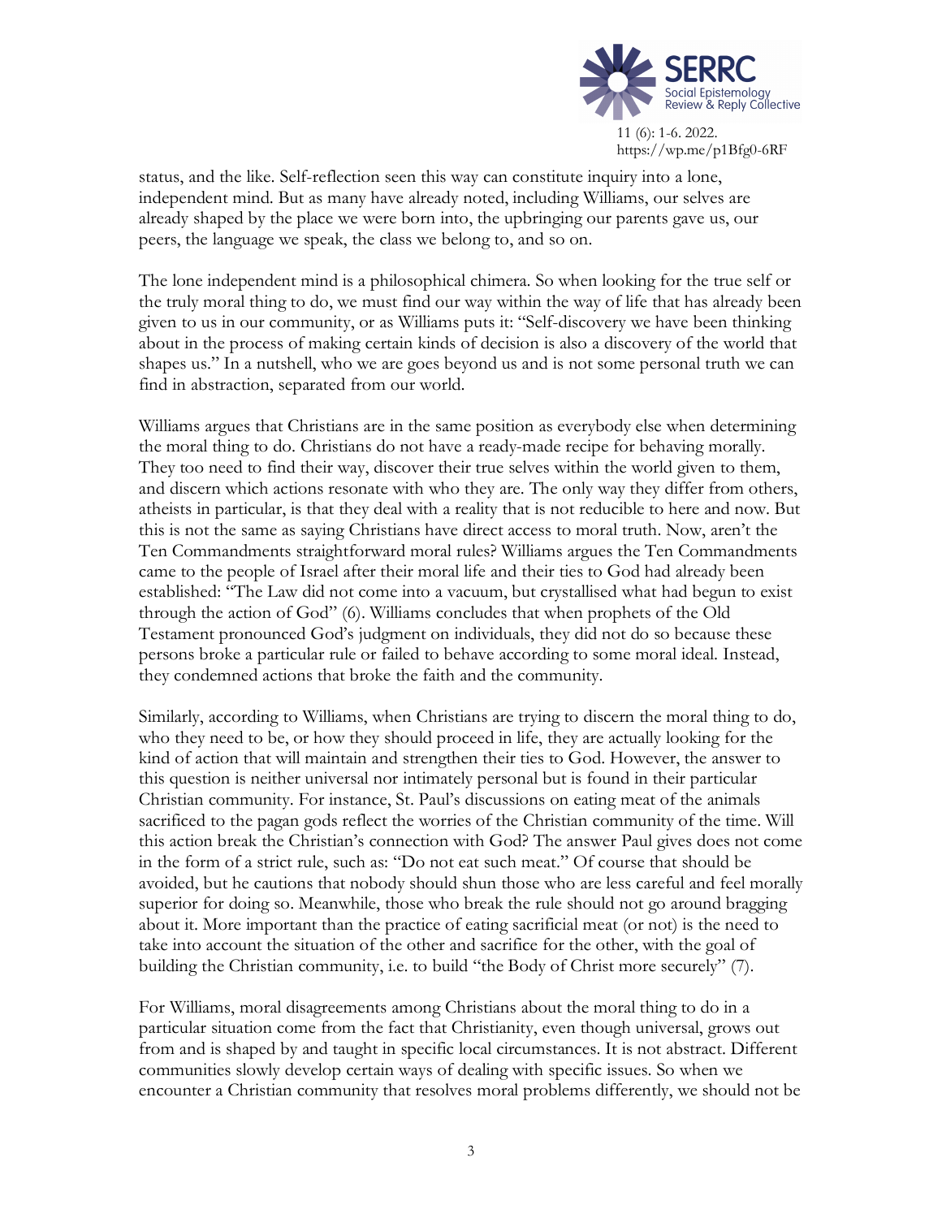status, and the like. Self-reflection seen this way can constitute inquiry into a lone, independent mind. But as many have already noted, including Williams, our selves are already shaped by the place we were born into, the upbringing our parents gave us, our peers, the language we speak, the class we belong to, and so on.

The lone independent mind is a philosophical chimera. So when looking for the true self or the truly moral thing to do, we must find our way within the way of life that has already been given to us in our community, or as Williams puts it: "Self-discovery we have been thinking about in the process of making certain kinds of decision is also a discovery of the world that shapes us." In a nutshell, who we are goes beyond us and is not some personal truth we can find in abstraction, separated from our world.

Williams argues that Christians are in the same position as everybody else when determining the moral thing to do. Christians do not have a ready-made recipe for behaving morally. They too need to find their way, discover their true selves within the world given to them, and discern which actions resonate with who they are. The only way they differ from others, atheists in particular, is that they deal with a reality that is not reducible to here and now. But this is not the same as saying Christians have direct access to moral truth. Now, aren't the Ten Commandments straightforward moral rules? Williams argues the Ten Commandments came to the people of Israel after their moral life and their ties to God had already been established: "The Law did not come into a vacuum, but crystallised what had begun to exist through the action of God" (6). Williams concludes that when prophets of the Old Testament pronounced God's judgment on individuals, they did not do so because these persons broke a particular rule or failed to behave according to some moral ideal. Instead, they condemned actions that broke the faith and the community.

Similarly, according to Williams, when Christians are trying to discern the moral thing to do, who they need to be, or how they should proceed in life, they are actually looking for the kind of action that will maintain and strengthen their ties to God. However, the answer to this question is neither universal nor intimately personal but is found in their particular Christian community. For instance, St. Paul's discussions on eating meat of the animals sacrificed to the pagan gods reflect the worries of the Christian community of the time. Will this action break the Christian's connection with God? The answer Paul gives does not come in the form of a strict rule, such as: "Do not eat such meat." Of course that should be avoided, but he cautions that nobody should shun those who are less careful and feel morally superior for doing so. Meanwhile, those who break the rule should not go around bragging about it. More important than the practice of eating sacrificial meat (or not) is the need to take into account the situation of the other and sacrifice for the other, with the goal of building the Christian community, i.e. to build "the Body of Christ more securely" (7).

For Williams, moral disagreements among Christians about the moral thing to do in a particular situation come from the fact that Christianity, even though universal, grows out from and is shaped by and taught in specific local circumstances. It is not abstract. Different communities slowly develop certain ways of dealing with specific issues. So when we encounter a Christian community that resolves moral problems differently, we should not be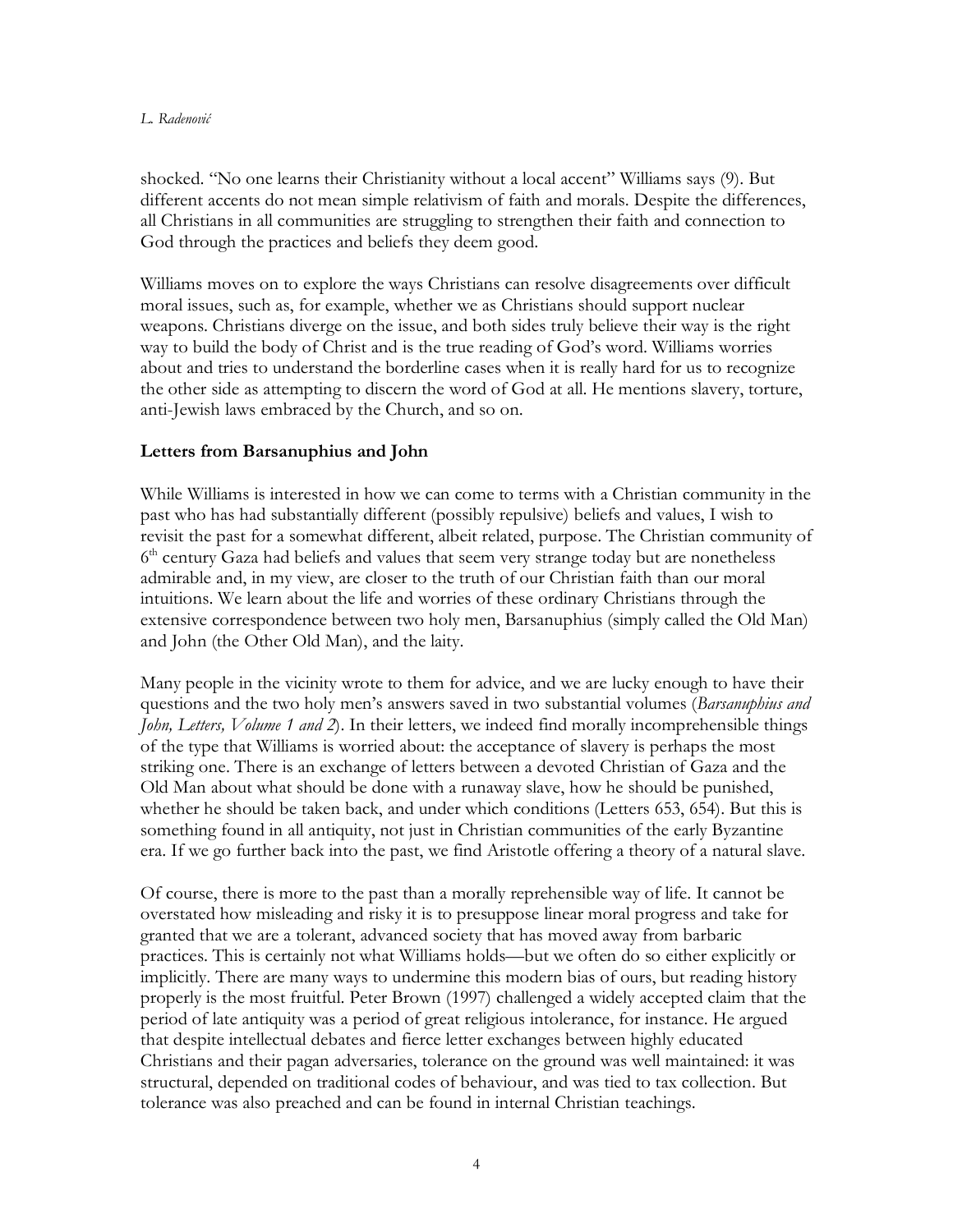shocked. "No one learns their Christianity without a local accent" Williams says (9). But different accents do not mean simple relativism of faith and morals. Despite the differences, all Christians in all communities are struggling to strengthen their faith and connection to God through the practices and beliefs they deem good.

Williams moves on to explore the ways Christians can resolve disagreements over difficult moral issues, such as, for example, whether we as Christians should support nuclear weapons. Christians diverge on the issue, and both sides truly believe their way is the right way to build the body of Christ and is the true reading of God's word. Williams worries about and tries to understand the borderline cases when it is really hard for us to recognize the other side as attempting to discern the word of God at all. He mentions slavery, torture, anti-Jewish laws embraced by the Church, and so on.

## Letters from Barsanuphius and John

While Williams is interested in how we can come to terms with a Christian community in the past who has had substantially different (possibly repulsive) beliefs and values, I wish to revisit the past for a somewhat different, albeit related, purpose. The Christian community of 6th century Gaza had beliefs and values that seem very strange today but are nonetheless admirable and, in my view, are closer to the truth of our Christian faith than our moral intuitions. We learn about the life and worries of these ordinary Christians through the extensive correspondence between two holy men, Barsanuphius (simply called the Old Man) and John (the Other Old Man), and the laity.

Many people in the vicinity wrote to them for advice, and we are lucky enough to have their questions and the two holy men's answers saved in two substantial volumes (*Barsanuphius and John, Letters, Volume 1 and 2*). In their letters, we indeed find morally incomprehensible things of the type that Williams is worried about: the acceptance of slavery is perhaps the most striking one. There is an exchange of letters between a devoted Christian of Gaza and the Old Man about what should be done with a runaway slave, how he should be punished, whether he should be taken back, and under which conditions (Letters 653, 654). But this is something found in all antiquity, not just in Christian communities of the early Byzantine era. If we go further back into the past, we find Aristotle offering a theory of a natural slave.

Of course, there is more to the past than a morally reprehensible way of life. It cannot be overstated how misleading and risky it is to presuppose linear moral progress and take for granted that we are a tolerant, advanced society that has moved away from barbaric practices. This is certainly not what Williams holds—but we often do so either explicitly or implicitly. There are many ways to undermine this modern bias of ours, but reading history properly is the most fruitful. Peter Brown (1997) challenged a widely accepted claim that the period of late antiquity was a period of great religious intolerance, for instance. He argued that despite intellectual debates and fierce letter exchanges between highly educated Christians and their pagan adversaries, tolerance on the ground was well maintained: it was structural, depended on traditional codes of behaviour, and was tied to tax collection. But tolerance was also preached and can be found in internal Christian teachings.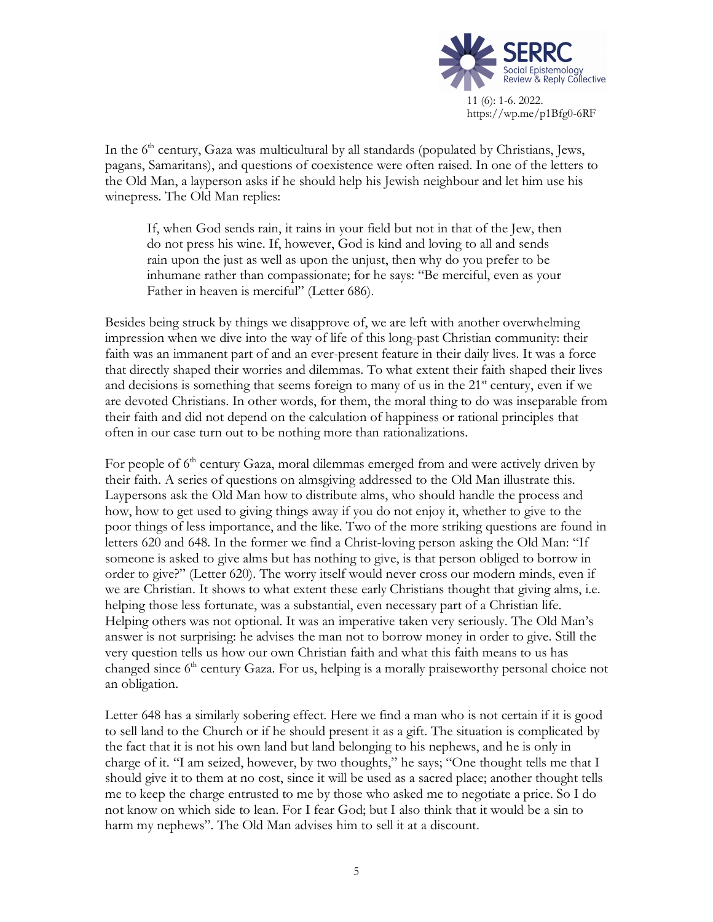In the 6th century, Gaza was multicultural by all standards (populated by Christians, Jews, pagans, Samaritans), and questions of coexistence were often raised. In one of the letters to the Old Man, a layperson asks if he should help his Jewish neighbour and let him use his winepress. The Old Man replies:

> If, when God sends rain, it rains in your field but not in that of the Jew, then do not press his wine. If, however, God is kind and loving to all and sends rain upon the just as well as upon the unjust, then why do you prefer to be inhumane rather than compassionate; for he says: "Be merciful, even as your Father in heaven is merciful" (Letter 686).

Besides being struck by things we disapprove of, we are left with another overwhelming impression when we dive into the way of life of this long-past Christian community: their faith was an immanent part of and an ever-present feature in their daily lives. It was a force that directly shaped their worries and dilemmas. To what extent their faith shaped their lives and decisions is something that seems foreign to many of us in the 21st century, even if we are devoted Christians. In other words, for them, the moral thing to do was inseparable from their faith and did not depend on the calculation of happiness or rational principles that often in our case turn out to be nothing more than rationalizations.

For people of 6th century Gaza, moral dilemmas emerged from and were actively driven by their faith. A series of questions on almsgiving addressed to the Old Man illustrate this. Laypersons ask the Old Man how to distribute alms, who should handle the process and how, how to get used to giving things away if you do not enjoy it, whether to give to the poor things of less importance, and the like. Two of the more striking questions are found in letters 620 and 648. In the former we find a Christ-loving person asking the Old Man: "If someone is asked to give alms but has nothing to give, is that person obliged to borrow in order to give?" (Letter 620). The worry itself would never cross our modern minds, even if we are Christian. It shows to what extent these early Christians thought that giving alms, i.e. helping those less fortunate, was a substantial, even necessary part of a Christian life. Helping others was not optional. It was an imperative taken very seriously. The Old Man's answer is not surprising: he advises the man not to borrow money in order to give. Still the very question tells us how our own Christian faith and what this faith means to us has changed since 6th century Gaza. For us, helping is a morally praiseworthy personal choice not an obligation.

Letter 648 has a similarly sobering effect. Here we find a man who is not certain if it is good to sell land to the Church or if he should present it as a gift. The situation is complicated by the fact that it is not his own land but land belonging to his nephews, and he is only in charge of it. "I am seized, however, by two thoughts," he says; "One thought tells me that I should give it to them at no cost, since it will be used as a sacred place; another thought tells me to keep the charge entrusted to me by those who asked me to negotiate a price. So I do not know on which side to lean. For I fear God; but I also think that it would be a sin to harm my nephews". The Old Man advises him to sell it at a discount.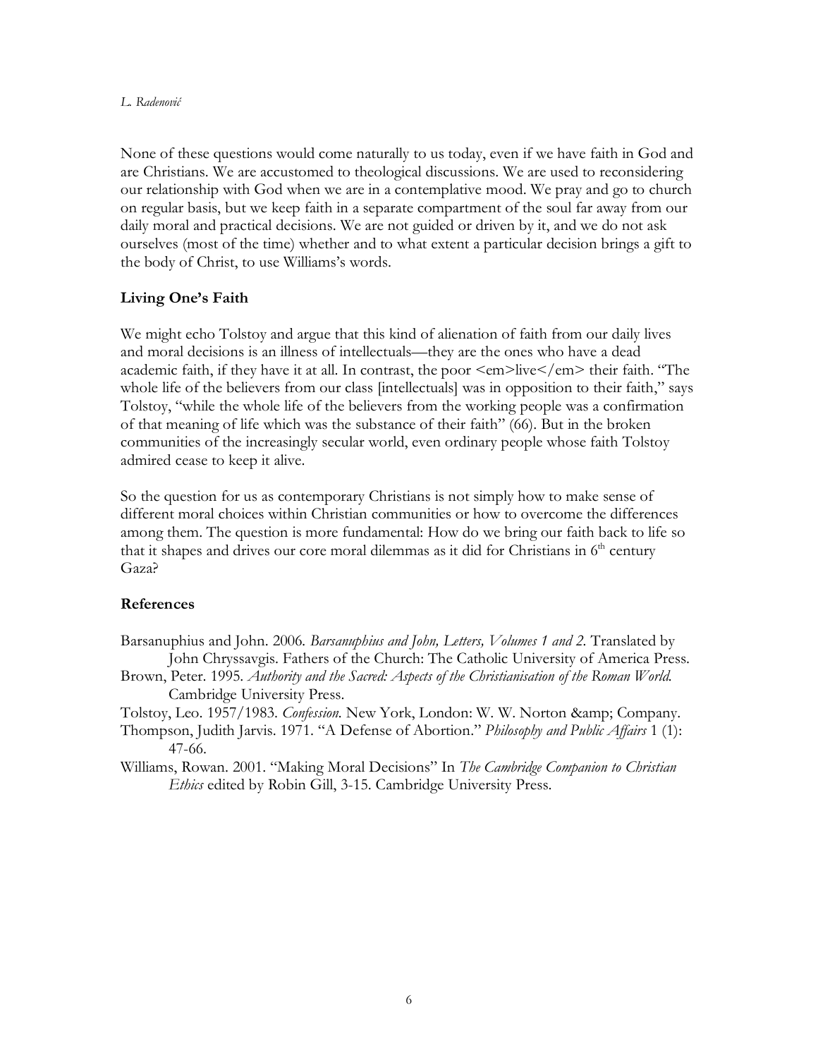None of these questions would come naturally to us today, even if we have faith in God and are Christians. We are accustomed to theological discussions. We are used to reconsidering our relationship with God when we are in a contemplative mood. We pray and go to church on regular basis, but we keep faith in a separate compartment of the soul far away from our daily moral and practical decisions. We are not guided or driven by it, and we do not ask ourselves (most of the time) whether and to what extent a particular decision brings a gift to the body of Christ, to use Williams's words.

## Living One's Faith

We might echo Tolstoy and argue that this kind of alienation of faith from our daily lives and moral decisions is an illness of intellectuals—they are the ones who have a dead academic faith, if they have it at all. In contrast, the poor <em>live</em> their faith. "The whole life of the believers from our class [intellectuals] was in opposition to their faith," says Tolstoy, "while the whole life of the believers from the working people was a confirmation of that meaning of life which was the substance of their faith" (66). But in the broken communities of the increasingly secular world, even ordinary people whose faith Tolstoy admired cease to keep it alive.

So the question for us as contemporary Christians is not simply how to make sense of different moral choices within Christian communities or how to overcome the differences among them. The question is more fundamental: How do we bring our faith back to life so that it shapes and drives our core moral dilemmas as it did for Christians in 6th century Gaza?

## References

Barsanuphius and John. 2006. *Barsanuphius and John, Letters, Volumes 1 and 2*. Translated by John Chryssavgis. Fathers of the Church: The Catholic University of America Press.

Brown, Peter. 1995. *Authority and the Sacred: Aspects of the Christianisation of the Roman World.* Cambridge University Press.

Tolstoy, Leo. 1957/1983. *Confession.* New York, London: W. W. Norton &amp; Company.

Thompson, Judith Jarvis. 1971. "A Defense of Abortion." *Philosophy and Public Affairs* 1 (1): 47-66.

Williams, Rowan. 2001. "Making Moral Decisions" In *The Cambridge Companion to Christian Ethics* edited by Robin Gill, 3-15. Cambridge University Press.